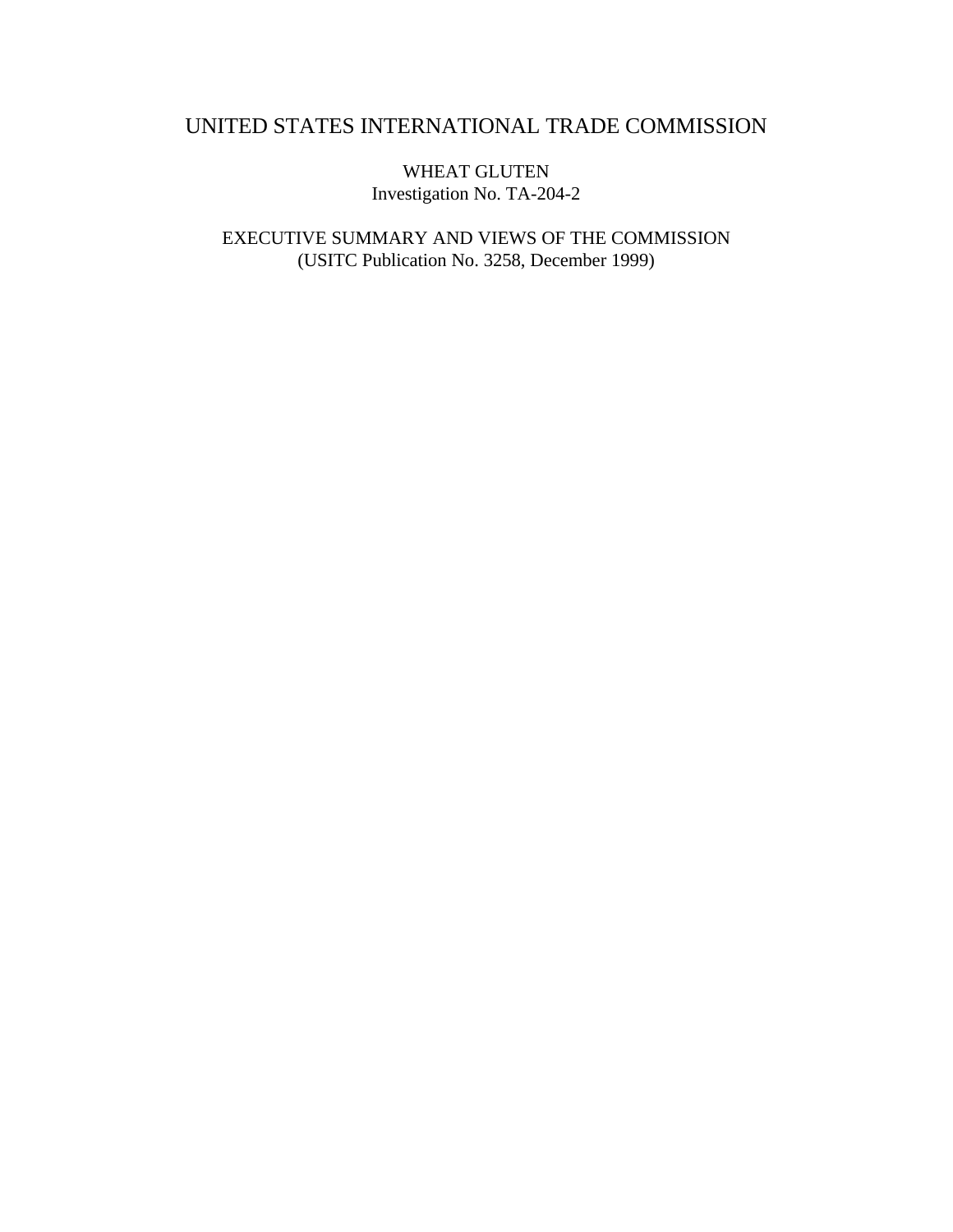# UNITED STATES INTERNATIONAL TRADE COMMISSION

WHEAT GLUTEN
Investigation No. TA-204-2

EXECUTIVE SUMMARY AND VIEWS OF THE COMMISSION
(USITC Publication No. 3258, December 1999)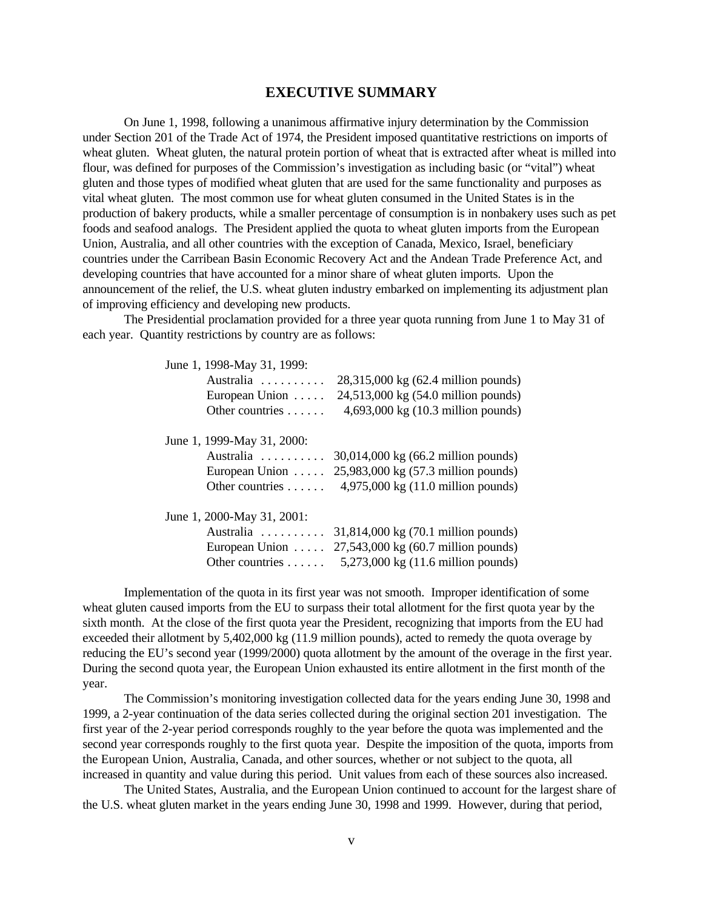# EXECUTIVE SUMMARY

On June 1, 1998, following a unanimous affirmative injury determination by the Commission under Section 201 of the Trade Act of 1974, the President imposed quantitative restrictions on imports of wheat gluten. Wheat gluten, the natural protein portion of wheat that is extracted after wheat is milled into flour, was defined for purposes of the Commission's investigation as including basic (or "vital") wheat gluten and those types of modified wheat gluten that are used for the same functionality and purposes as vital wheat gluten. The most common use for wheat gluten consumed in the United States is in the production of bakery products, while a smaller percentage of consumption is in nonbakery uses such as pet foods and seafood analogs. The President applied the quota to wheat gluten imports from the European Union, Australia, and all other countries with the exception of Canada, Mexico, Israel, beneficiary countries under the Carribean Basin Economic Recovery Act and the Andean Trade Preference Act, and developing countries that have accounted for a minor share of wheat gluten imports. Upon the announcement of the relief, the U.S. wheat gluten industry embarked on implementing its adjustment plan of improving efficiency and developing new products.

The Presidential proclamation provided for a three year quota running from June 1 to May 31 of each year. Quantity restrictions by country are as follows:

| | |
|---|---|
| June 1, 1998-May 31, 1999: | |
| Australia . . . . . . . . . . | 28,315,000 kg (62.4 million pounds) |
| European Union . . . . . | 24,513,000 kg (54.0 million pounds) |
| Other countries . . . . . . | 4,693,000 kg (10.3 million pounds) |
| June 1, 1999-May 31, 2000: | |
| Australia . . . . . . . . . . | 30,014,000 kg (66.2 million pounds) |
| European Union . . . . . | 25,983,000 kg (57.3 million pounds) |
| Other countries . . . . . . | 4,975,000 kg (11.0 million pounds) |
| June 1, 2000-May 31, 2001: | |
| Australia . . . . . . . . . . | 31,814,000 kg (70.1 million pounds) |
| European Union . . . . . | 27,543,000 kg (60.7 million pounds) |
| Other countries . . . . . . | 5,273,000 kg (11.6 million pounds) |

Implementation of the quota in its first year was not smooth. Improper identification of some wheat gluten caused imports from the EU to surpass their total allotment for the first quota year by the sixth month. At the close of the first quota year the President, recognizing that imports from the EU had exceeded their allotment by 5,402,000 kg (11.9 million pounds), acted to remedy the quota overage by reducing the EU's second year (1999/2000) quota allotment by the amount of the overage in the first year. During the second quota year, the European Union exhausted its entire allotment in the first month of the year.

The Commission's monitoring investigation collected data for the years ending June 30, 1998 and 1999, a 2-year continuation of the data series collected during the original section 201 investigation. The first year of the 2-year period corresponds roughly to the year before the quota was implemented and the second year corresponds roughly to the first quota year. Despite the imposition of the quota, imports from the European Union, Australia, Canada, and other sources, whether or not subject to the quota, all increased in quantity and value during this period. Unit values from each of these sources also increased.

The United States, Australia, and the European Union continued to account for the largest share of the U.S. wheat gluten market in the years ending June 30, 1998 and 1999. However, during that period,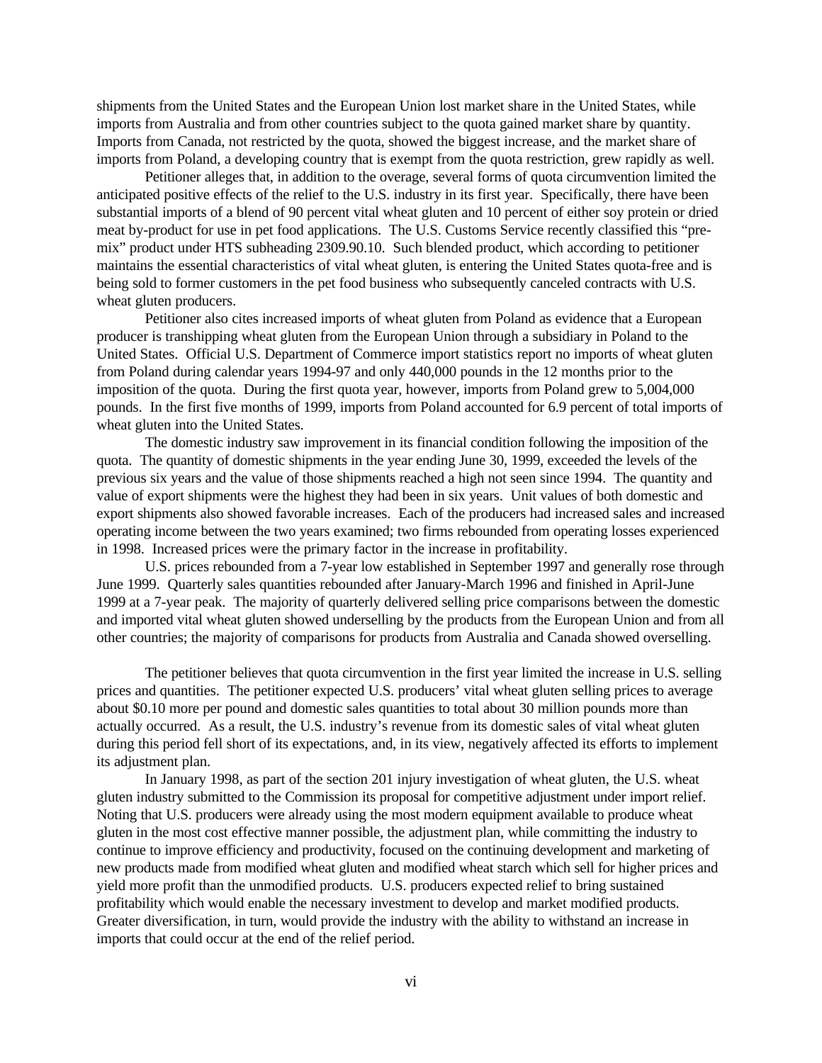shipments from the United States and the European Union lost market share in the United States, while imports from Australia and from other countries subject to the quota gained market share by quantity. Imports from Canada, not restricted by the quota, showed the biggest increase, and the market share of imports from Poland, a developing country that is exempt from the quota restriction, grew rapidly as well.

Petitioner alleges that, in addition to the overage, several forms of quota circumvention limited the anticipated positive effects of the relief to the U.S. industry in its first year. Specifically, there have been substantial imports of a blend of 90 percent vital wheat gluten and 10 percent of either soy protein or dried meat by-product for use in pet food applications. The U.S. Customs Service recently classified this "pre-mix" product under HTS subheading 2309.90.10. Such blended product, which according to petitioner maintains the essential characteristics of vital wheat gluten, is entering the United States quota-free and is being sold to former customers in the pet food business who subsequently canceled contracts with U.S. wheat gluten producers.

Petitioner also cites increased imports of wheat gluten from Poland as evidence that a European producer is transhipping wheat gluten from the European Union through a subsidiary in Poland to the United States. Official U.S. Department of Commerce import statistics report no imports of wheat gluten from Poland during calendar years 1994-97 and only 440,000 pounds in the 12 months prior to the imposition of the quota. During the first quota year, however, imports from Poland grew to 5,004,000 pounds. In the first five months of 1999, imports from Poland accounted for 6.9 percent of total imports of wheat gluten into the United States.

The domestic industry saw improvement in its financial condition following the imposition of the quota. The quantity of domestic shipments in the year ending June 30, 1999, exceeded the levels of the previous six years and the value of those shipments reached a high not seen since 1994. The quantity and value of export shipments were the highest they had been in six years. Unit values of both domestic and export shipments also showed favorable increases. Each of the producers had increased sales and increased operating income between the two years examined; two firms rebounded from operating losses experienced in 1998. Increased prices were the primary factor in the increase in profitability.

U.S. prices rebounded from a 7-year low established in September 1997 and generally rose through June 1999. Quarterly sales quantities rebounded after January-March 1996 and finished in April-June 1999 at a 7-year peak. The majority of quarterly delivered selling price comparisons between the domestic and imported vital wheat gluten showed underselling by the products from the European Union and from all other countries; the majority of comparisons for products from Australia and Canada showed overselling.

The petitioner believes that quota circumvention in the first year limited the increase in U.S. selling prices and quantities. The petitioner expected U.S. producers' vital wheat gluten selling prices to average about $0.10 more per pound and domestic sales quantities to total about 30 million pounds more than actually occurred. As a result, the U.S. industry's revenue from its domestic sales of vital wheat gluten during this period fell short of its expectations, and, in its view, negatively affected its efforts to implement its adjustment plan.

In January 1998, as part of the section 201 injury investigation of wheat gluten, the U.S. wheat gluten industry submitted to the Commission its proposal for competitive adjustment under import relief. Noting that U.S. producers were already using the most modern equipment available to produce wheat gluten in the most cost effective manner possible, the adjustment plan, while committing the industry to continue to improve efficiency and productivity, focused on the continuing development and marketing of new products made from modified wheat gluten and modified wheat starch which sell for higher prices and yield more profit than the unmodified products. U.S. producers expected relief to bring sustained profitability which would enable the necessary investment to develop and market modified products. Greater diversification, in turn, would provide the industry with the ability to withstand an increase in imports that could occur at the end of the relief period.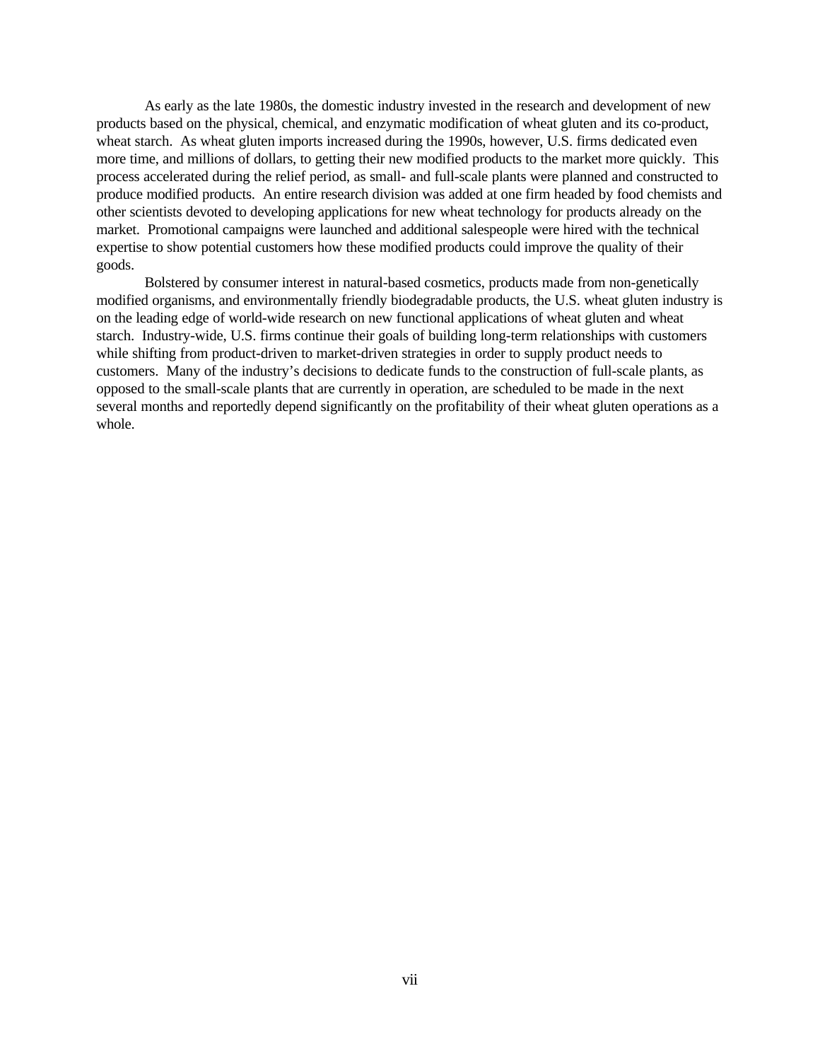As early as the late 1980s, the domestic industry invested in the research and development of new products based on the physical, chemical, and enzymatic modification of wheat gluten and its co-product, wheat starch. As wheat gluten imports increased during the 1990s, however, U.S. firms dedicated even more time, and millions of dollars, to getting their new modified products to the market more quickly. This process accelerated during the relief period, as small- and full-scale plants were planned and constructed to produce modified products. An entire research division was added at one firm headed by food chemists and other scientists devoted to developing applications for new wheat technology for products already on the market. Promotional campaigns were launched and additional salespeople were hired with the technical expertise to show potential customers how these modified products could improve the quality of their goods.

Bolstered by consumer interest in natural-based cosmetics, products made from non-genetically modified organisms, and environmentally friendly biodegradable products, the U.S. wheat gluten industry is on the leading edge of world-wide research on new functional applications of wheat gluten and wheat starch. Industry-wide, U.S. firms continue their goals of building long-term relationships with customers while shifting from product-driven to market-driven strategies in order to supply product needs to customers. Many of the industry's decisions to dedicate funds to the construction of full-scale plants, as opposed to the small-scale plants that are currently in operation, are scheduled to be made in the next several months and reportedly depend significantly on the profitability of their wheat gluten operations as a whole.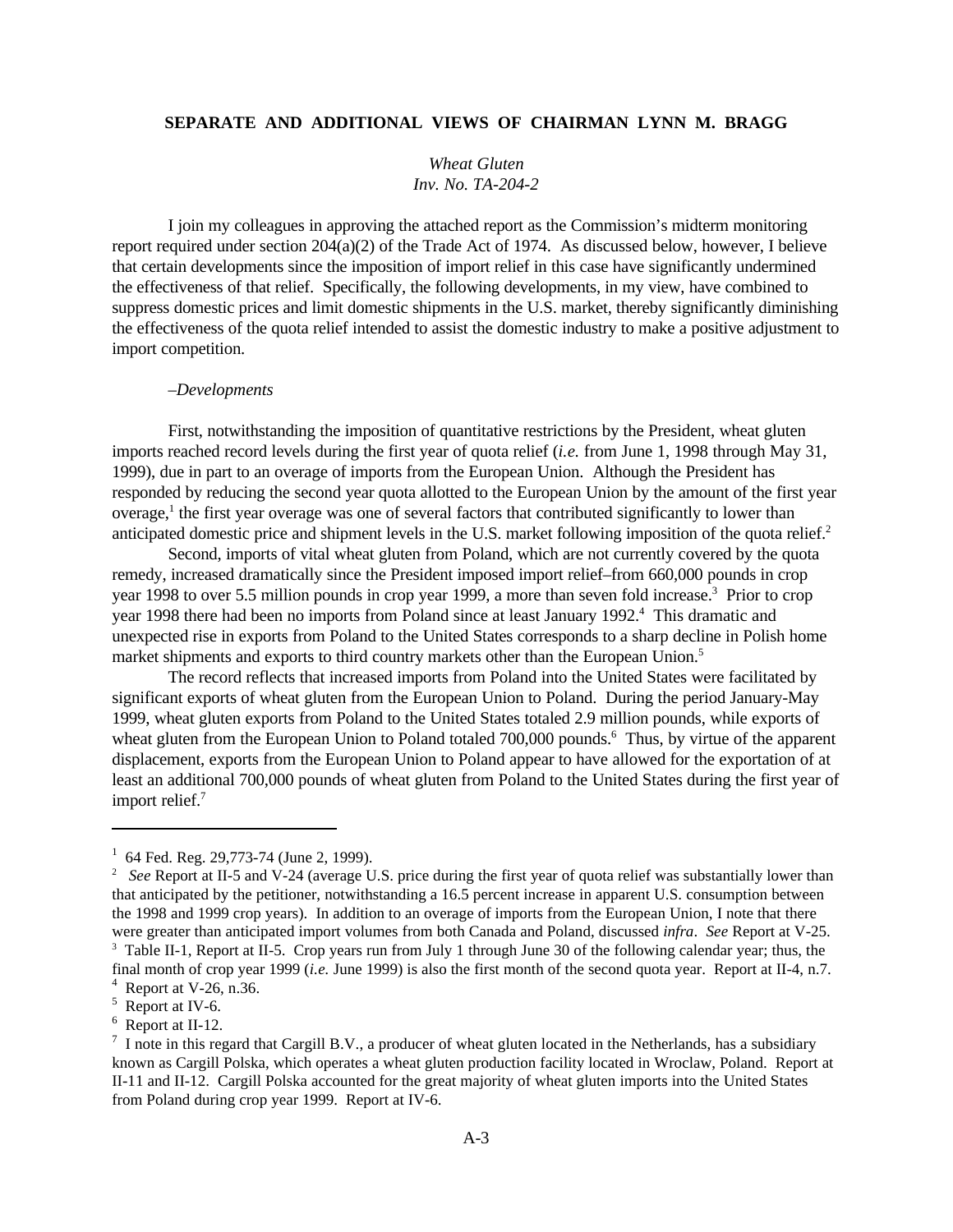**SEPARATE AND ADDITIONAL VIEWS OF CHAIRMAN LYNN M. BRAGG**

*Wheat Gluten*
*Inv. No. TA-204-2*

I join my colleagues in approving the attached report as the Commission's midterm monitoring report required under section 204(a)(2) of the Trade Act of 1974. As discussed below, however, I believe that certain developments since the imposition of import relief in this case have significantly undermined the effectiveness of that relief. Specifically, the following developments, in my view, have combined to suppress domestic prices and limit domestic shipments in the U.S. market, thereby significantly diminishing the effectiveness of the quota relief intended to assist the domestic industry to make a positive adjustment to import competition.

*–Developments*

First, notwithstanding the imposition of quantitative restrictions by the President, wheat gluten imports reached record levels during the first year of quota relief (*i.e.* from June 1, 1998 through May 31, 1999), due in part to an overage of imports from the European Union. Although the President has responded by reducing the second year quota allotted to the European Union by the amount of the first year overage,[1] the first year overage was one of several factors that contributed significantly to lower than anticipated domestic price and shipment levels in the U.S. market following imposition of the quota relief.[2]

Second, imports of vital wheat gluten from Poland, which are not currently covered by the quota remedy, increased dramatically since the President imposed import relief–from 660,000 pounds in crop year 1998 to over 5.5 million pounds in crop year 1999, a more than seven fold increase.[3] Prior to crop year 1998 there had been no imports from Poland since at least January 1992.[4] This dramatic and unexpected rise in exports from Poland to the United States corresponds to a sharp decline in Polish home market shipments and exports to third country markets other than the European Union.[5]

The record reflects that increased imports from Poland into the United States were facilitated by significant exports of wheat gluten from the European Union to Poland. During the period January-May 1999, wheat gluten exports from Poland to the United States totaled 2.9 million pounds, while exports of wheat gluten from the European Union to Poland totaled 700,000 pounds.[6] Thus, by virtue of the apparent displacement, exports from the European Union to Poland appear to have allowed for the exportation of at least an additional 700,000 pounds of wheat gluten from Poland to the United States during the first year of import relief.[7]

---

[1] 64 Fed. Reg. 29,773-74 (June 2, 1999).

[2] *See* Report at II-5 and V-24 (average U.S. price during the first year of quota relief was substantially lower than that anticipated by the petitioner, notwithstanding a 16.5 percent increase in apparent U.S. consumption between the 1998 and 1999 crop years). In addition to an overage of imports from the European Union, I note that there were greater than anticipated import volumes from both Canada and Poland, discussed *infra*. *See* Report at V-25.

[3] Table II-1, Report at II-5. Crop years run from July 1 through June 30 of the following calendar year; thus, the final month of crop year 1999 (*i.e.* June 1999) is also the first month of the second quota year. Report at II-4, n.7.

[4] Report at V-26, n.36.

[5] Report at IV-6.

[6] Report at II-12.

[7] I note in this regard that Cargill B.V., a producer of wheat gluten located in the Netherlands, has a subsidiary known as Cargill Polska, which operates a wheat gluten production facility located in Wroclaw, Poland. Report at II-11 and II-12. Cargill Polska accounted for the great majority of wheat gluten imports into the United States from Poland during crop year 1999. Report at IV-6.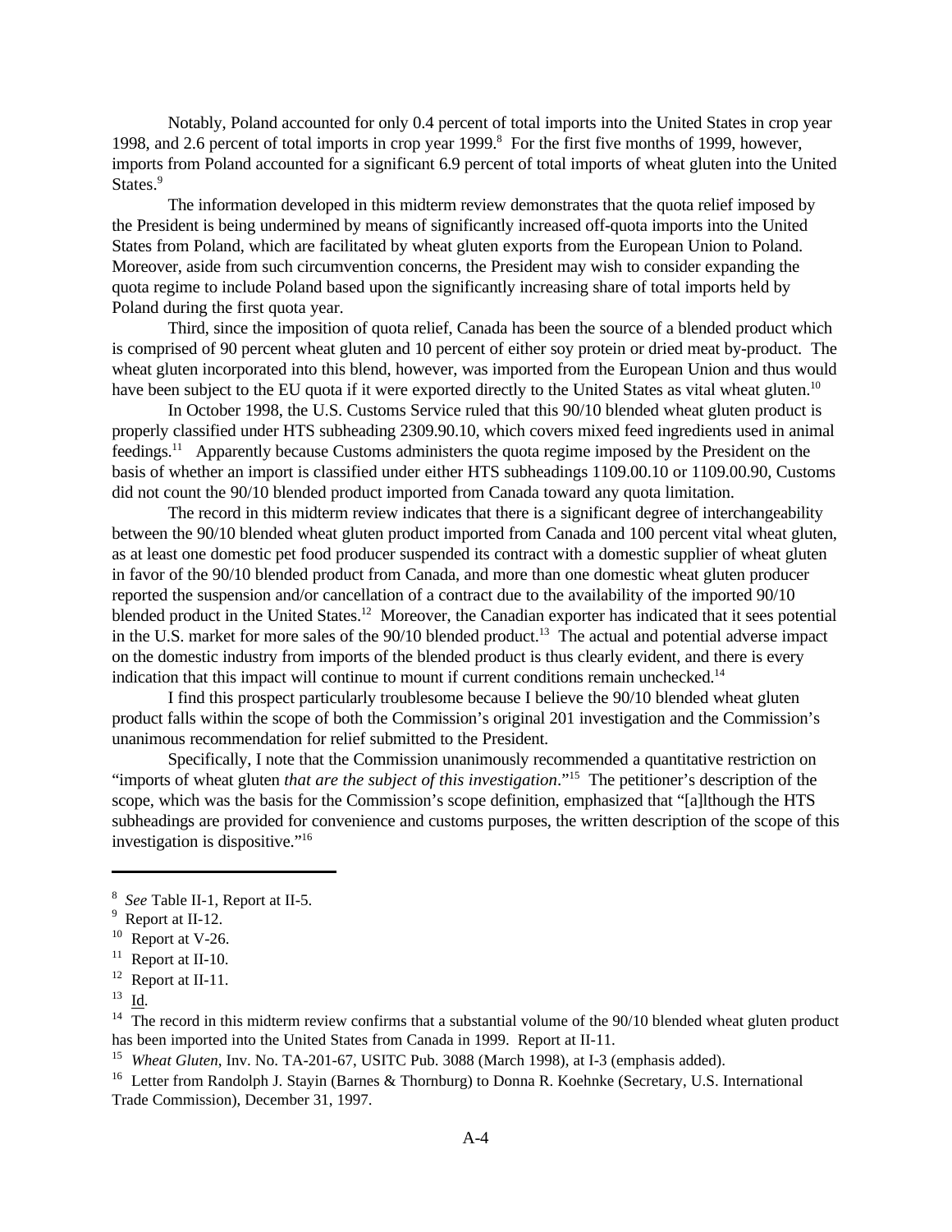Notably, Poland accounted for only 0.4 percent of total imports into the United States in crop year 1998, and 2.6 percent of total imports in crop year 1999.[8] For the first five months of 1999, however, imports from Poland accounted for a significant 6.9 percent of total imports of wheat gluten into the United States.[9]

The information developed in this midterm review demonstrates that the quota relief imposed by the President is being undermined by means of significantly increased off-quota imports into the United States from Poland, which are facilitated by wheat gluten exports from the European Union to Poland. Moreover, aside from such circumvention concerns, the President may wish to consider expanding the quota regime to include Poland based upon the significantly increasing share of total imports held by Poland during the first quota year.

Third, since the imposition of quota relief, Canada has been the source of a blended product which is comprised of 90 percent wheat gluten and 10 percent of either soy protein or dried meat by-product. The wheat gluten incorporated into this blend, however, was imported from the European Union and thus would have been subject to the EU quota if it were exported directly to the United States as vital wheat gluten.[10]

In October 1998, the U.S. Customs Service ruled that this 90/10 blended wheat gluten product is properly classified under HTS subheading 2309.90.10, which covers mixed feed ingredients used in animal feedings.[11] Apparently because Customs administers the quota regime imposed by the President on the basis of whether an import is classified under either HTS subheadings 1109.00.10 or 1109.00.90, Customs did not count the 90/10 blended product imported from Canada toward any quota limitation.

The record in this midterm review indicates that there is a significant degree of interchangeability between the 90/10 blended wheat gluten product imported from Canada and 100 percent vital wheat gluten, as at least one domestic pet food producer suspended its contract with a domestic supplier of wheat gluten in favor of the 90/10 blended product from Canada, and more than one domestic wheat gluten producer reported the suspension and/or cancellation of a contract due to the availability of the imported 90/10 blended product in the United States.[12] Moreover, the Canadian exporter has indicated that it sees potential in the U.S. market for more sales of the 90/10 blended product.[13] The actual and potential adverse impact on the domestic industry from imports of the blended product is thus clearly evident, and there is every indication that this impact will continue to mount if current conditions remain unchecked.[14]

I find this prospect particularly troublesome because I believe the 90/10 blended wheat gluten product falls within the scope of both the Commission's original 201 investigation and the Commission's unanimous recommendation for relief submitted to the President.

Specifically, I note that the Commission unanimously recommended a quantitative restriction on "imports of wheat gluten *that are the subject of this investigation*."[15] The petitioner's description of the scope, which was the basis for the Commission's scope definition, emphasized that "[a]lthough the HTS subheadings are provided for convenience and customs purposes, the written description of the scope of this investigation is dispositive."[16]

---

[8] *See* Table II-1, Report at II-5.

[9] Report at II-12.

[10] Report at V-26.

[11] Report at II-10.

[12] Report at II-11.

[13] Id.

[14] The record in this midterm review confirms that a substantial volume of the 90/10 blended wheat gluten product has been imported into the United States from Canada in 1999. Report at II-11.

[15] *Wheat Gluten*, Inv. No. TA-201-67, USITC Pub. 3088 (March 1998), at I-3 (emphasis added).

[16] Letter from Randolph J. Stayin (Barnes & Thornburg) to Donna R. Koehnke (Secretary, U.S. International Trade Commission), December 31, 1997.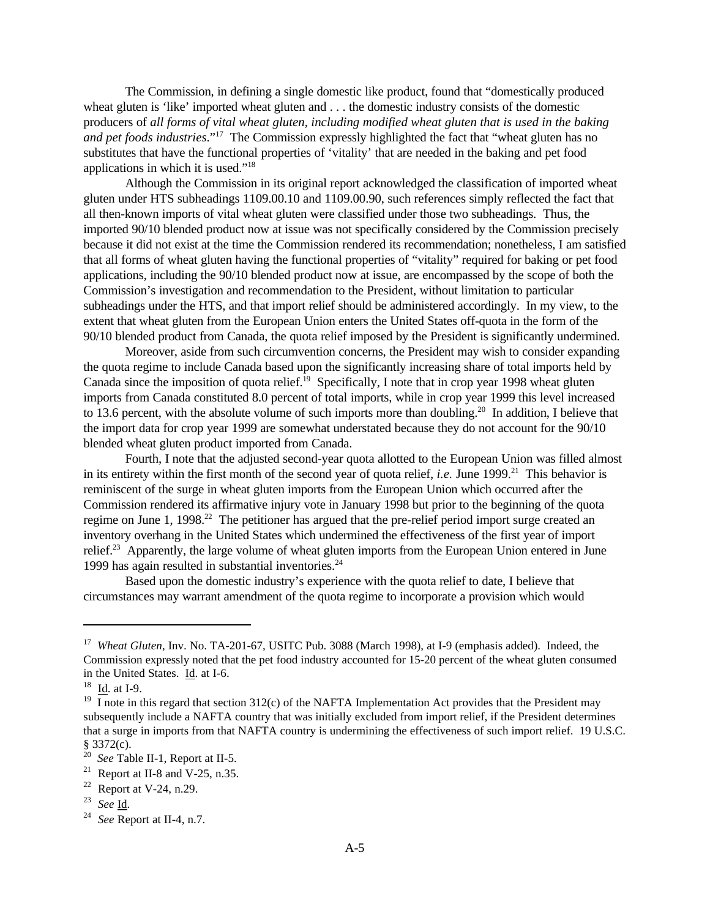The Commission, in defining a single domestic like product, found that "domestically produced wheat gluten is 'like' imported wheat gluten and . . . the domestic industry consists of the domestic producers of *all forms of vital wheat gluten, including modified wheat gluten that is used in the baking and pet foods industries*."[17] The Commission expressly highlighted the fact that "wheat gluten has no substitutes that have the functional properties of 'vitality' that are needed in the baking and pet food applications in which it is used."[18]

Although the Commission in its original report acknowledged the classification of imported wheat gluten under HTS subheadings 1109.00.10 and 1109.00.90, such references simply reflected the fact that all then-known imports of vital wheat gluten were classified under those two subheadings. Thus, the imported 90/10 blended product now at issue was not specifically considered by the Commission precisely because it did not exist at the time the Commission rendered its recommendation; nonetheless, I am satisfied that all forms of wheat gluten having the functional properties of "vitality" required for baking or pet food applications, including the 90/10 blended product now at issue, are encompassed by the scope of both the Commission's investigation and recommendation to the President, without limitation to particular subheadings under the HTS, and that import relief should be administered accordingly. In my view, to the extent that wheat gluten from the European Union enters the United States off-quota in the form of the 90/10 blended product from Canada, the quota relief imposed by the President is significantly undermined.

Moreover, aside from such circumvention concerns, the President may wish to consider expanding the quota regime to include Canada based upon the significantly increasing share of total imports held by Canada since the imposition of quota relief.[19] Specifically, I note that in crop year 1998 wheat gluten imports from Canada constituted 8.0 percent of total imports, while in crop year 1999 this level increased to 13.6 percent, with the absolute volume of such imports more than doubling.[20] In addition, I believe that the import data for crop year 1999 are somewhat understated because they do not account for the 90/10 blended wheat gluten product imported from Canada.

Fourth, I note that the adjusted second-year quota allotted to the European Union was filled almost in its entirety within the first month of the second year of quota relief, *i.e.* June 1999.[21] This behavior is reminiscent of the surge in wheat gluten imports from the European Union which occurred after the Commission rendered its affirmative injury vote in January 1998 but prior to the beginning of the quota regime on June 1, 1998.[22] The petitioner has argued that the pre-relief period import surge created an inventory overhang in the United States which undermined the effectiveness of the first year of import relief.[23] Apparently, the large volume of wheat gluten imports from the European Union entered in June 1999 has again resulted in substantial inventories.[24]

Based upon the domestic industry's experience with the quota relief to date, I believe that circumstances may warrant amendment of the quota regime to incorporate a provision which would

---

[17] *Wheat Gluten*, Inv. No. TA-201-67, USITC Pub. 3088 (March 1998), at I-9 (emphasis added). Indeed, the Commission expressly noted that the pet food industry accounted for 15-20 percent of the wheat gluten consumed in the United States. Id. at I-6.

[18] Id. at I-9.

[19] I note in this regard that section 312(c) of the NAFTA Implementation Act provides that the President may subsequently include a NAFTA country that was initially excluded from import relief, if the President determines that a surge in imports from that NAFTA country is undermining the effectiveness of such import relief. 19 U.S.C. § 3372(c).

[20] *See* Table II-1, Report at II-5.

[21] Report at II-8 and V-25, n.35.

[22] Report at V-24, n.29.

[23] *See* Id.

[24] *See* Report at II-4, n.7.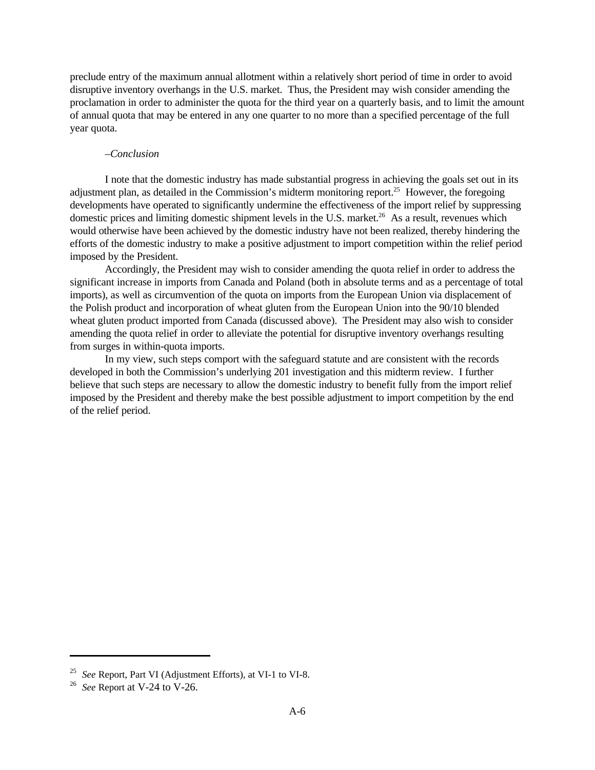preclude entry of the maximum annual allotment within a relatively short period of time in order to avoid disruptive inventory overhangs in the U.S. market. Thus, the President may wish consider amending the proclamation in order to administer the quota for the third year on a quarterly basis, and to limit the amount of annual quota that may be entered in any one quarter to no more than a specified percentage of the full year quota.

*–Conclusion*

I note that the domestic industry has made substantial progress in achieving the goals set out in its adjustment plan, as detailed in the Commission's midterm monitoring report.[25] However, the foregoing developments have operated to significantly undermine the effectiveness of the import relief by suppressing domestic prices and limiting domestic shipment levels in the U.S. market.[26] As a result, revenues which would otherwise have been achieved by the domestic industry have not been realized, thereby hindering the efforts of the domestic industry to make a positive adjustment to import competition within the relief period imposed by the President.

Accordingly, the President may wish to consider amending the quota relief in order to address the significant increase in imports from Canada and Poland (both in absolute terms and as a percentage of total imports), as well as circumvention of the quota on imports from the European Union via displacement of the Polish product and incorporation of wheat gluten from the European Union into the 90/10 blended wheat gluten product imported from Canada (discussed above). The President may also wish to consider amending the quota relief in order to alleviate the potential for disruptive inventory overhangs resulting from surges in within-quota imports.

In my view, such steps comport with the safeguard statute and are consistent with the records developed in both the Commission's underlying 201 investigation and this midterm review. I further believe that such steps are necessary to allow the domestic industry to benefit fully from the import relief imposed by the President and thereby make the best possible adjustment to import competition by the end of the relief period.

---

[25] *See* Report, Part VI (Adjustment Efforts), at VI-1 to VI-8.

[26] *See* Report at V-24 to V-26.